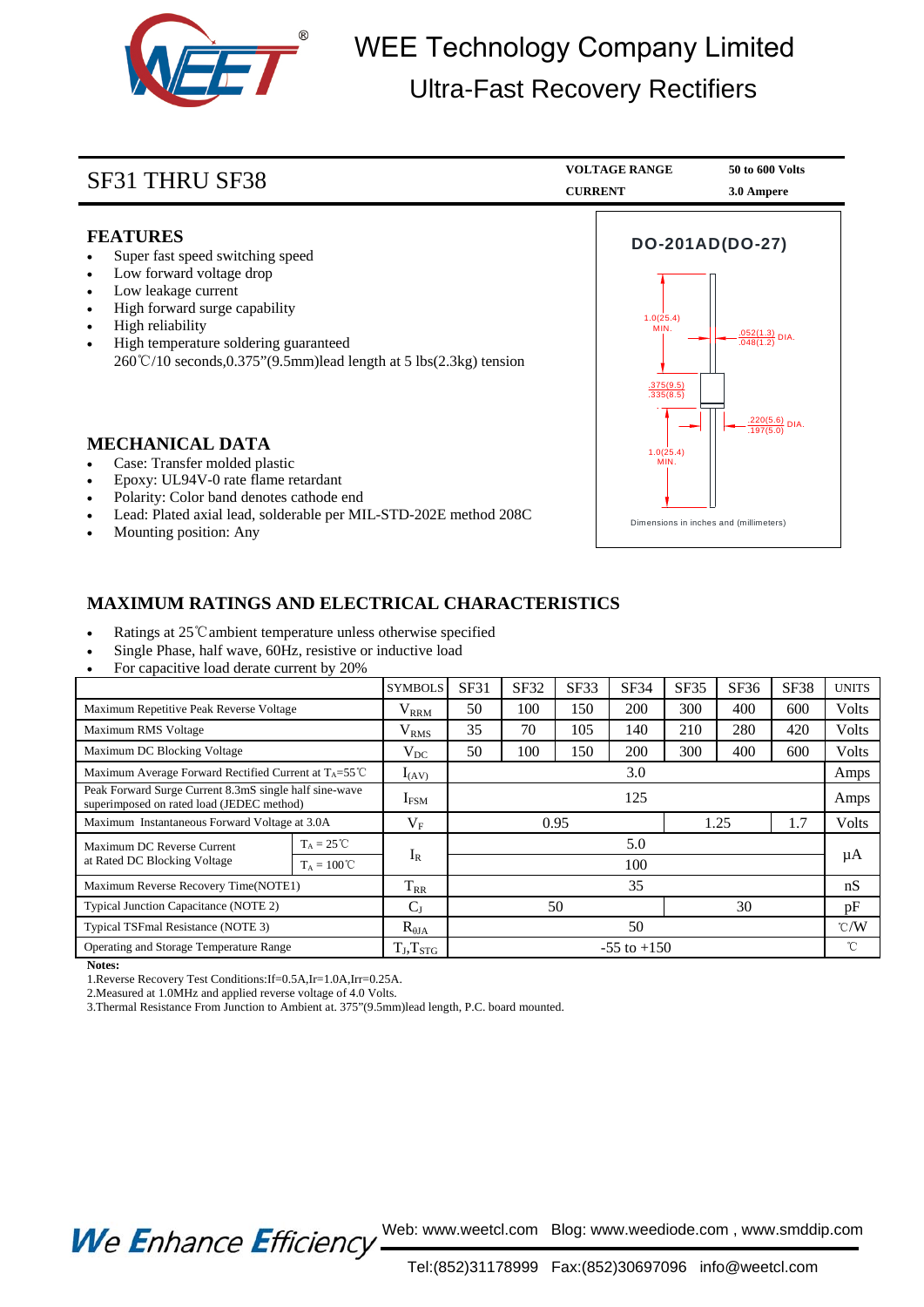# WEE Technology Company Limited

## Ultra-Fast Recovery Rectifiers

## SF31 THRU SF38

| VOLTAGE RANGE | 50 to 600 Volts |
|---|---|
| CURRENT | 3.0 Ampere |

### FEATURES

- Super fast speed switching speed
- Low forward voltage drop
- Low leakage current
- High forward surge capability
- High reliability
- High temperature soldering guaranteed
  260℃/10 seconds,0.375"(9.5mm)lead length at 5 lbs(2.3kg) tension

**DO-201AD(DO-27)**

1.0(25.4) MIN.
.052(1.3) / .048(1.2) DIA.
.375(9.5) / .335(8.5)
.220(5.6) / .197(5.0) DIA.
1.0(25.4) MIN.

Dimensions in inches and (millimeters)

### MECHANICAL DATA

- Case: Transfer molded plastic
- Epoxy: UL94V-0 rate flame retardant
- Polarity: Color band denotes cathode end
- Lead: Plated axial lead, solderable per MIL-STD-202E method 208C
- Mounting position: Any

### MAXIMUM RATINGS AND ELECTRICAL CHARACTERISTICS

- Ratings at 25℃ambient temperature unless otherwise specified
- Single Phase, half wave, 60Hz, resistive or inductive load
- For capacitive load derate current by 20%

| | | SYMBOLS | SF31 | SF32 | SF33 | SF34 | SF35 | SF36 | SF38 | UNITS |
|---|---|---|---|---|---|---|---|---|---|---|
| Maximum Repetitive Peak Reverse Voltage | | $V_{RRM}$ | 50 | 100 | 150 | 200 | 300 | 400 | 600 | Volts |
| Maximum RMS Voltage | | $V_{RMS}$ | 35 | 70 | 105 | 140 | 210 | 280 | 420 | Volts |
| Maximum DC Blocking Voltage | | $V_{DC}$ | 50 | 100 | 150 | 200 | 300 | 400 | 600 | Volts |
| Maximum Average Forward Rectified Current at $T_A$=55℃ | | $I_{(AV)}$ | 3.0 | | | | | | | Amps |
| Peak Forward Surge Current 8.3mS single half sine-wave superimposed on rated load (JEDEC method) | | $I_{FSM}$ | 125 | | | | | | | Amps |
| Maximum Instantaneous Forward Voltage at 3.0A | | $V_F$ | 0.95 | | | | 1.25 | | 1.7 | Volts |
| Maximum DC Reverse Current at Rated DC Blocking Voltage | $T_A$ = 25℃ | $I_R$ | 5.0 | | | | | | | μA |
| | $T_A$ = 100℃ | | 100 | | | | | | | |
| Maximum Reverse Recovery Time(NOTE1) | | $T_{RR}$ | 35 | | | | | | | nS |
| Typical Junction Capacitance (NOTE 2) | | $C_J$ | 50 | | | | 30 | | | pF |
| Typical TSFmal Resistance (NOTE 3) | | $R_{\theta JA}$ | 50 | | | | | | | ℃/W |
| Operating and Storage Temperature Range | | $T_J$,$T_{STG}$ | -55 to +150 | | | | | | | ℃ |

**Notes:**

1.Reverse Recovery Test Conditions:If=0.5A,Ir=1.0A,Irr=0.25A.
2.Measured at 1.0MHz and applied reverse voltage of 4.0 Volts.
3.Thermal Resistance From Junction to Ambient at. 375"(9.5mm)lead length, P.C. board mounted.

*We Enhance Efficiency* Web: www.weetcl.com Blog: www.weediode.com , www.smddip.com
Tel:(852)31178999 Fax:(852)30697096 info@weetcl.com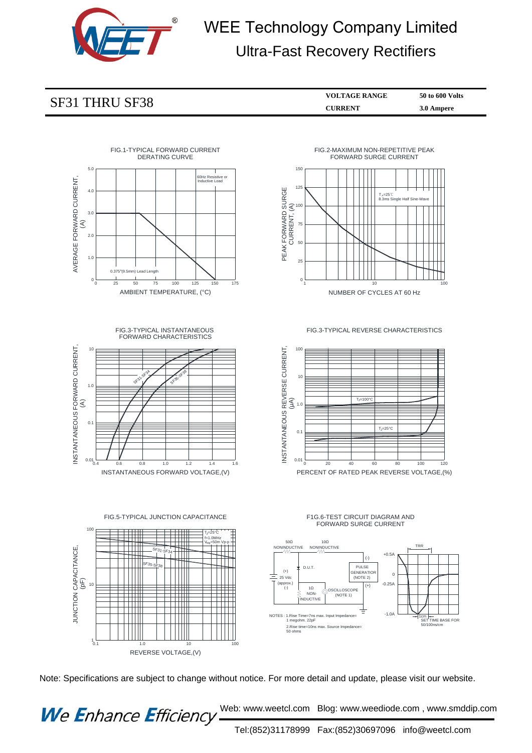# WEE Technology Company Limited

## Ultra-Fast Recovery Rectifiers

| SF31 THRU SF38 | VOLTAGE RANGE | 50 to 600 Volts |
|---|---|---|
| | CURRENT | 3.0 Ampere |

FIG.1-TYPICAL FORWARD CURRENT DERATING CURVE

AVERAGE FORWARD CURRENT, (A)

5.0
4.0
3.0
2.0
1.0
0

0 25 50 75 100 125 150 175

AMBIENT TEMPERATURE, (°C)

60Hz Resistive or Inductive Load

0.375"(9.5mm) Lead Length

FIG.2-MAXIMUM NON-REPETITIVE PEAK FORWARD SURGE CURRENT

PEAK FORWARD SURGE CURRENT, (A)

150
125
100
75
50
25
0

1 10 100

NUMBER OF CYCLES AT 60 Hz

$T_A$=25℃
8.3ms Single Half Sine-Wave

FIG.3-TYPICAL INSTANTANEOUS FORWARD CHARACTERISTICS

INSTANTANEOUS FORWARD CURRENT, (A)

10
1.0
0.1
0.01

0.4 0.6 0.8 1.0 1.2 1.4 1.6

INSTANTANEOUS FORWARD VOLTAGE,(V)

SF31-SF34
SF35-SF38

FIG.3-TYPICAL REVERSE CHARACTERISTICS

INSTANTANEOUS REVERSE CURRENT, (μA)

100
10
1.0
0.1
0.01

0 20 40 60 80 100 120

PERCENT OF RATED PEAK REVERSE VOLTAGE,(%)

$T_J$=100°C
$T_J$=25°C

FIG.5-TYPICAL JUNCTION CAPACITANCE

JUNCTION CAPACITANCE, (pF)

100
10
1

0.1 1.0 10 100

REVERSE VOLTAGE,(V)

$T_J$=25°C
f=1.0MHz
$V_{sig}$=50m Vp-p

SF31-SF34
SF35-SF38

F1G.6-TEST CIRCUIT DIAGRAM AND FORWARD SURGE CURRENT

50Ω NONINDUCTIVE
10Ω NONINDUCTIVE
D.U.T.
PULSE GENERATOR (NOTE 2)
(+) 25 Vdc (approx.) (-)
1Ω NON-INDUCTIVE
OSCILLOSCOPE (NOTE 1)
(-)
(+)

TRR
+0.5A
0
-0.25A
-1.0A
1cm
SET TIME BASE FOR 50/100ns/cm

NOTES : 1.Rise Time=7ns max. Input Impedance= 1 megohm. 22pF
2.Rise time=10ns max. Source Impedance= 50 ohms

Note: Specifications are subject to change without notice. For more detail and update, please visit our website.

*We Enhance Efficiency*

Web: www.weetcl.com Blog: www.weediode.com , www.smddip.com

Tel:(852)31178999 Fax:(852)30697096 info@weetcl.com